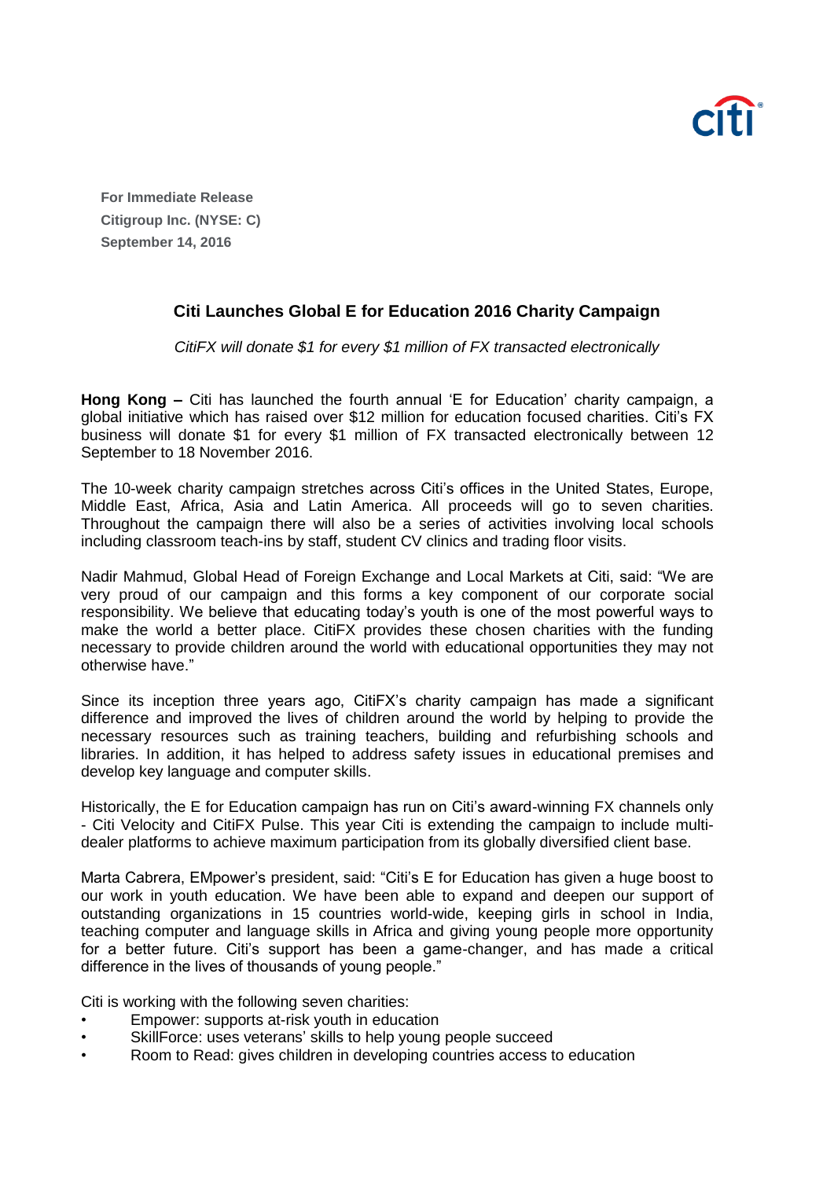**For Immediate Release**
**Citigroup Inc. (NYSE: C)**
**September 14, 2016**

## Citi Launches Global E for Education 2016 Charity Campaign

*CitiFX will donate $1 for every $1 million of FX transacted electronically*

**Hong Kong –** Citi has launched the fourth annual 'E for Education' charity campaign, a global initiative which has raised over $12 million for education focused charities. Citi's FX business will donate $1 for every $1 million of FX transacted electronically between 12 September to 18 November 2016.

The 10-week charity campaign stretches across Citi's offices in the United States, Europe, Middle East, Africa, Asia and Latin America. All proceeds will go to seven charities. Throughout the campaign there will also be a series of activities involving local schools including classroom teach-ins by staff, student CV clinics and trading floor visits.

Nadir Mahmud, Global Head of Foreign Exchange and Local Markets at Citi, said: "We are very proud of our campaign and this forms a key component of our corporate social responsibility. We believe that educating today's youth is one of the most powerful ways to make the world a better place. CitiFX provides these chosen charities with the funding necessary to provide children around the world with educational opportunities they may not otherwise have."

Since its inception three years ago, CitiFX's charity campaign has made a significant difference and improved the lives of children around the world by helping to provide the necessary resources such as training teachers, building and refurbishing schools and libraries. In addition, it has helped to address safety issues in educational premises and develop key language and computer skills.

Historically, the E for Education campaign has run on Citi's award-winning FX channels only - Citi Velocity and CitiFX Pulse. This year Citi is extending the campaign to include multi-dealer platforms to achieve maximum participation from its globally diversified client base.

Marta Cabrera, EMpower's president, said: "Citi's E for Education has given a huge boost to our work in youth education. We have been able to expand and deepen our support of outstanding organizations in 15 countries world-wide, keeping girls in school in India, teaching computer and language skills in Africa and giving young people more opportunity for a better future. Citi's support has been a game-changer, and has made a critical difference in the lives of thousands of young people."

Citi is working with the following seven charities:

- Empower: supports at-risk youth in education
- SkillForce: uses veterans' skills to help young people succeed
- Room to Read: gives children in developing countries access to education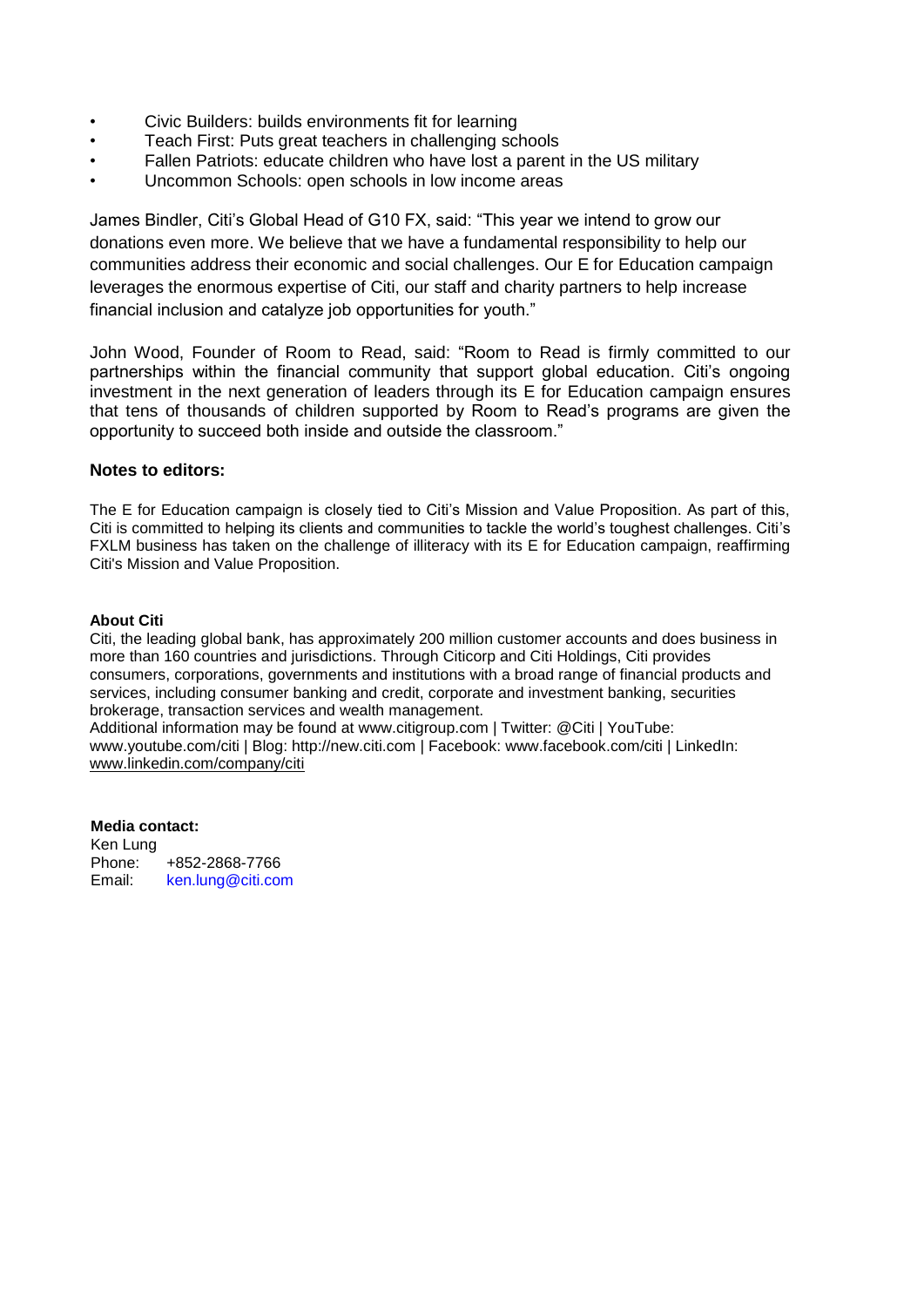- Civic Builders: builds environments fit for learning
- Teach First: Puts great teachers in challenging schools
- Fallen Patriots: educate children who have lost a parent in the US military
- Uncommon Schools: open schools in low income areas

James Bindler, Citi's Global Head of G10 FX, said: "This year we intend to grow our donations even more. We believe that we have a fundamental responsibility to help our communities address their economic and social challenges. Our E for Education campaign leverages the enormous expertise of Citi, our staff and charity partners to help increase financial inclusion and catalyze job opportunities for youth."

John Wood, Founder of Room to Read, said: "Room to Read is firmly committed to our partnerships within the financial community that support global education. Citi's ongoing investment in the next generation of leaders through its E for Education campaign ensures that tens of thousands of children supported by Room to Read's programs are given the opportunity to succeed both inside and outside the classroom."

**Notes to editors:**

The E for Education campaign is closely tied to Citi's Mission and Value Proposition. As part of this, Citi is committed to helping its clients and communities to tackle the world's toughest challenges. Citi's FXLM business has taken on the challenge of illiteracy with its E for Education campaign, reaffirming Citi's Mission and Value Proposition.

**About Citi**

Citi, the leading global bank, has approximately 200 million customer accounts and does business in more than 160 countries and jurisdictions. Through Citicorp and Citi Holdings, Citi provides consumers, corporations, governments and institutions with a broad range of financial products and services, including consumer banking and credit, corporate and investment banking, securities brokerage, transaction services and wealth management.
Additional information may be found at www.citigroup.com | Twitter: @Citi | YouTube: www.youtube.com/citi | Blog: http://new.citi.com | Facebook: www.facebook.com/citi | LinkedIn: www.linkedin.com/company/citi

**Media contact:**
Ken Lung
Phone: +852-2868-7766
Email: ken.lung@citi.com